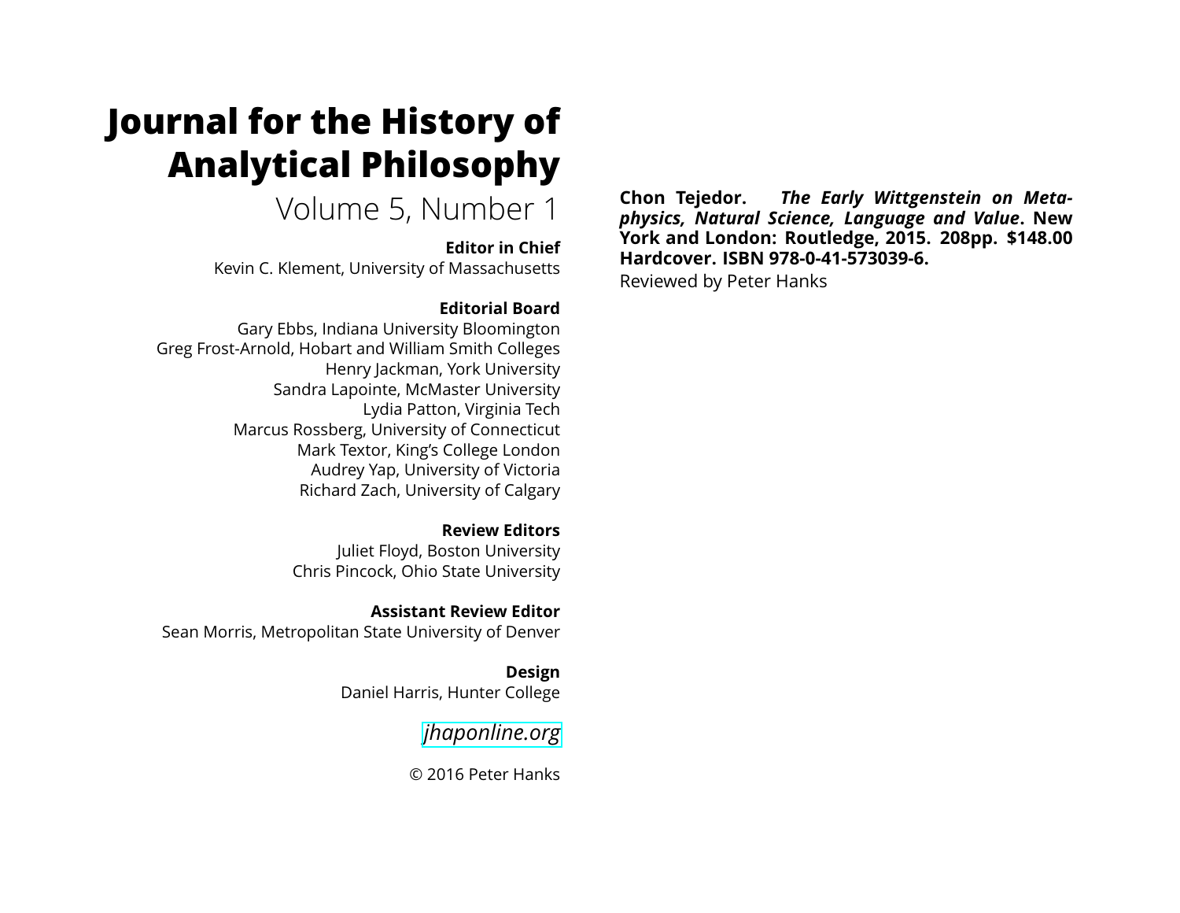# Journal for the History of Analytical Philosophy

Volume 5, Number 1

**Editor in Chief**

Kevin C. Klement, University of Massachusetts

**Editorial Board**

Gary Ebbs, Indiana University Bloomington
Greg Frost-Arnold, Hobart and William Smith Colleges
Henry Jackman, York University
Sandra Lapointe, McMaster University
Lydia Patton, Virginia Tech
Marcus Rossberg, University of Connecticut
Mark Textor, King's College London
Audrey Yap, University of Victoria
Richard Zach, University of Calgary

**Review Editors**

Juliet Floyd, Boston University
Chris Pincock, Ohio State University

**Assistant Review Editor**

Sean Morris, Metropolitan State University of Denver

**Design**

Daniel Harris, Hunter College

*jhaponline.org*

© 2016 Peter Hanks

**Chon Tejedor. *The Early Wittgenstein on Metaphysics, Natural Science, Language and Value*. New York and London: Routledge, 2015. 208pp. $148.00 Hardcover. ISBN 978-0-41-573039-6.**

Reviewed by Peter Hanks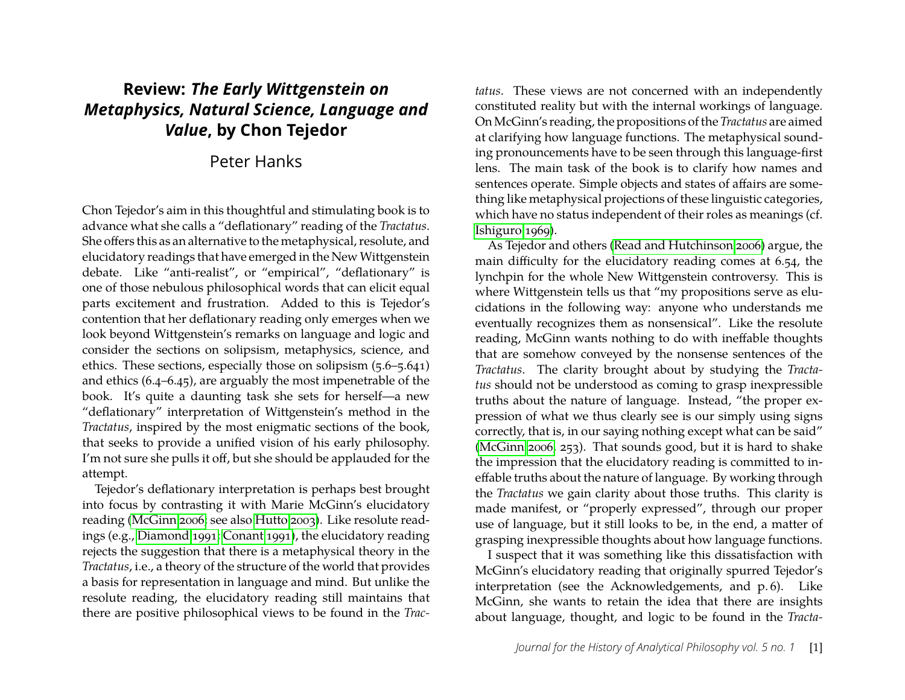# Review: *The Early Wittgenstein on Metaphysics, Natural Science, Language and Value*, by Chon Tejedor

Peter Hanks

Chon Tejedor's aim in this thoughtful and stimulating book is to advance what she calls a "deflationary" reading of the *Tractatus*. She offers this as an alternative to the metaphysical, resolute, and elucidatory readings that have emerged in the New Wittgenstein debate. Like "anti-realist", or "empirical", "deflationary" is one of those nebulous philosophical words that can elicit equal parts excitement and frustration. Added to this is Tejedor's contention that her deflationary reading only emerges when we look beyond Wittgenstein's remarks on language and logic and consider the sections on solipsism, metaphysics, science, and ethics. These sections, especially those on solipsism (5.6–5.641) and ethics (6.4–6.45), are arguably the most impenetrable of the book. It's quite a daunting task she sets for herself—a new "deflationary" interpretation of Wittgenstein's method in the *Tractatus*, inspired by the most enigmatic sections of the book, that seeks to provide a unified vision of his early philosophy. I'm not sure she pulls it off, but she should be applauded for the attempt.

Tejedor's deflationary interpretation is perhaps best brought into focus by contrasting it with Marie McGinn's elucidatory reading (McGinn 2006; see also Hutto 2003). Like resolute readings (e.g., Diamond 1991; Conant 1991), the elucidatory reading rejects the suggestion that there is a metaphysical theory in the *Tractatus*, i.e., a theory of the structure of the world that provides a basis for representation in language and mind. But unlike the resolute reading, the elucidatory reading still maintains that there are positive philosophical views to be found in the *Tractatus*. These views are not concerned with an independently constituted reality but with the internal workings of language. On McGinn's reading, the propositions of the *Tractatus* are aimed at clarifying how language functions. The metaphysical sounding pronouncements have to be seen through this language-first lens. The main task of the book is to clarify how names and sentences operate. Simple objects and states of affairs are something like metaphysical projections of these linguistic categories, which have no status independent of their roles as meanings (cf. Ishiguro 1969).

As Tejedor and others (Read and Hutchinson 2006) argue, the main difficulty for the elucidatory reading comes at 6.54, the lynchpin for the whole New Wittgenstein controversy. This is where Wittgenstein tells us that "my propositions serve as elucidations in the following way: anyone who understands me eventually recognizes them as nonsensical". Like the resolute reading, McGinn wants nothing to do with ineffable thoughts that are somehow conveyed by the nonsense sentences of the *Tractatus*. The clarity brought about by studying the *Tractatus* should not be understood as coming to grasp inexpressible truths about the nature of language. Instead, "the proper expression of what we thus clearly see is our simply using signs correctly, that is, in our saying nothing except what can be said" (McGinn 2006, 253). That sounds good, but it is hard to shake the impression that the elucidatory reading is committed to ineffable truths about the nature of language. By working through the *Tractatus* we gain clarity about those truths. This clarity is made manifest, or "properly expressed", through our proper use of language, but it still looks to be, in the end, a matter of grasping inexpressible thoughts about how language functions.

I suspect that it was something like this dissatisfaction with McGinn's elucidatory reading that originally spurred Tejedor's interpretation (see the Acknowledgements, and p. 6). Like McGinn, she wants to retain the idea that there are insights about language, thought, and logic to be found in the *Tracta-*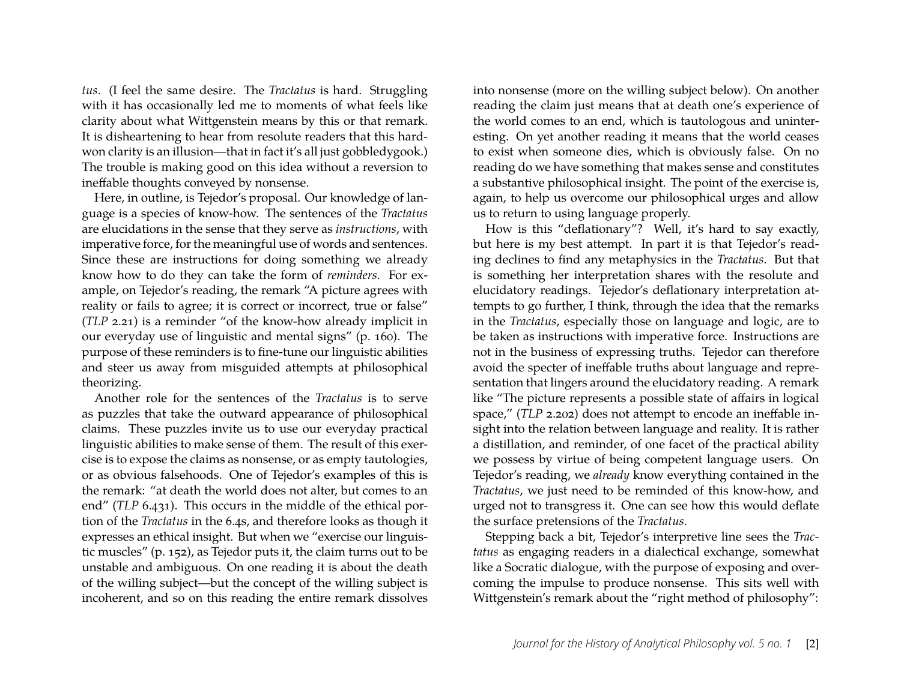*tus*. (I feel the same desire. The *Tractatus* is hard. Struggling with it has occasionally led me to moments of what feels like clarity about what Wittgenstein means by this or that remark. It is disheartening to hear from resolute readers that this hard-won clarity is an illusion—that in fact it's all just gobbledygook.) The trouble is making good on this idea without a reversion to ineffable thoughts conveyed by nonsense.

Here, in outline, is Tejedor's proposal. Our knowledge of language is a species of know-how. The sentences of the *Tractatus* are elucidations in the sense that they serve as *instructions*, with imperative force, for the meaningful use of words and sentences. Since these are instructions for doing something we already know how to do they can take the form of *reminders*. For example, on Tejedor's reading, the remark "A picture agrees with reality or fails to agree; it is correct or incorrect, true or false" (*TLP* 2.21) is a reminder "of the know-how already implicit in our everyday use of linguistic and mental signs" (p. 160). The purpose of these reminders is to fine-tune our linguistic abilities and steer us away from misguided attempts at philosophical theorizing.

Another role for the sentences of the *Tractatus* is to serve as puzzles that take the outward appearance of philosophical claims. These puzzles invite us to use our everyday practical linguistic abilities to make sense of them. The result of this exercise is to expose the claims as nonsense, or as empty tautologies, or as obvious falsehoods. One of Tejedor's examples of this is the remark: "at death the world does not alter, but comes to an end" (*TLP* 6.431). This occurs in the middle of the ethical portion of the *Tractatus* in the 6.4s, and therefore looks as though it expresses an ethical insight. But when we "exercise our linguistic muscles" (p. 152), as Tejedor puts it, the claim turns out to be unstable and ambiguous. On one reading it is about the death of the willing subject—but the concept of the willing subject is incoherent, and so on this reading the entire remark dissolves into nonsense (more on the willing subject below). On another reading the claim just means that at death one's experience of the world comes to an end, which is tautologous and uninteresting. On yet another reading it means that the world ceases to exist when someone dies, which is obviously false. On no reading do we have something that makes sense and constitutes a substantive philosophical insight. The point of the exercise is, again, to help us overcome our philosophical urges and allow us to return to using language properly.

How is this "deflationary"? Well, it's hard to say exactly, but here is my best attempt. In part it is that Tejedor's reading declines to find any metaphysics in the *Tractatus*. But that is something her interpretation shares with the resolute and elucidatory readings. Tejedor's deflationary interpretation attempts to go further, I think, through the idea that the remarks in the *Tractatus*, especially those on language and logic, are to be taken as instructions with imperative force. Instructions are not in the business of expressing truths. Tejedor can therefore avoid the specter of ineffable truths about language and representation that lingers around the elucidatory reading. A remark like "The picture represents a possible state of affairs in logical space," (*TLP* 2.202) does not attempt to encode an ineffable insight into the relation between language and reality. It is rather a distillation, and reminder, of one facet of the practical ability we possess by virtue of being competent language users. On Tejedor's reading, we *already* know everything contained in the *Tractatus*, we just need to be reminded of this know-how, and urged not to transgress it. One can see how this would deflate the surface pretensions of the *Tractatus*.

Stepping back a bit, Tejedor's interpretive line sees the *Tractatus* as engaging readers in a dialectical exchange, somewhat like a Socratic dialogue, with the purpose of exposing and overcoming the impulse to produce nonsense. This sits well with Wittgenstein's remark about the "right method of philosophy":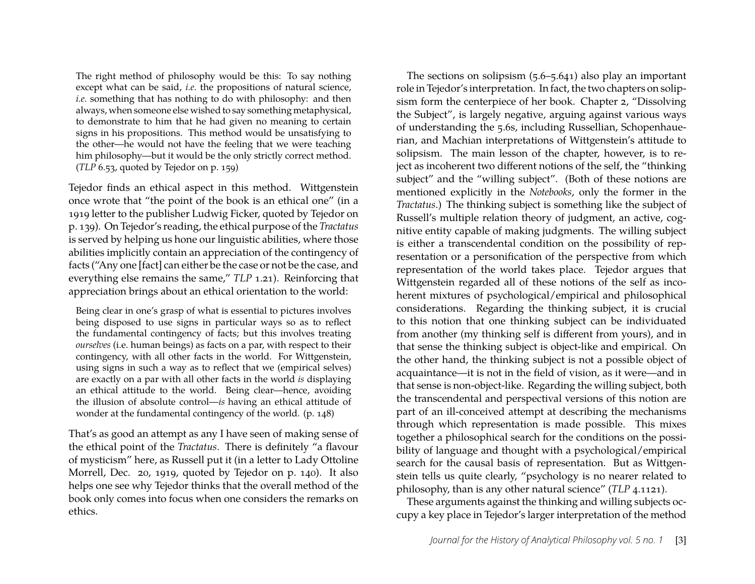> The right method of philosophy would be this: To say nothing except what can be said, *i.e.* the propositions of natural science, *i.e.* something that has nothing to do with philosophy: and then always, when someone else wished to say something metaphysical, to demonstrate to him that he had given no meaning to certain signs in his propositions. This method would be unsatisfying to the other—he would not have the feeling that we were teaching him philosophy—but it would be the only strictly correct method. (*TLP* 6.53, quoted by Tejedor on p. 159)

Tejedor finds an ethical aspect in this method. Wittgenstein once wrote that "the point of the book is an ethical one" (in a 1919 letter to the publisher Ludwig Ficker, quoted by Tejedor on p. 139). On Tejedor's reading, the ethical purpose of the *Tractatus* is served by helping us hone our linguistic abilities, where those abilities implicitly contain an appreciation of the contingency of facts ("Any one [fact] can either be the case or not be the case, and everything else remains the same," *TLP* 1.21). Reinforcing that appreciation brings about an ethical orientation to the world:

> Being clear in one's grasp of what is essential to pictures involves being disposed to use signs in particular ways so as to reflect the fundamental contingency of facts; but this involves treating *ourselves* (i.e. human beings) as facts on a par, with respect to their contingency, with all other facts in the world. For Wittgenstein, using signs in such a way as to reflect that we (empirical selves) are exactly on a par with all other facts in the world *is* displaying an ethical attitude to the world. Being clear—hence, avoiding the illusion of absolute control—*is* having an ethical attitude of wonder at the fundamental contingency of the world. (p. 148)

That's as good an attempt as any I have seen of making sense of the ethical point of the *Tractatus*. There is definitely "a flavour of mysticism" here, as Russell put it (in a letter to Lady Ottoline Morrell, Dec. 20, 1919, quoted by Tejedor on p. 140). It also helps one see why Tejedor thinks that the overall method of the book only comes into focus when one considers the remarks on ethics.

The sections on solipsism (5.6–5.641) also play an important role in Tejedor's interpretation. In fact, the two chapters on solipsism form the centerpiece of her book. Chapter 2, "Dissolving the Subject", is largely negative, arguing against various ways of understanding the 5.6s, including Russellian, Schopenhauerian, and Machian interpretations of Wittgenstein's attitude to solipsism. The main lesson of the chapter, however, is to reject as incoherent two different notions of the self, the "thinking subject" and the "willing subject". (Both of these notions are mentioned explicitly in the *Notebooks*, only the former in the *Tractatus*.) The thinking subject is something like the subject of Russell's multiple relation theory of judgment, an active, cognitive entity capable of making judgments. The willing subject is either a transcendental condition on the possibility of representation or a personification of the perspective from which representation of the world takes place. Tejedor argues that Wittgenstein regarded all of these notions of the self as incoherent mixtures of psychological/empirical and philosophical considerations. Regarding the thinking subject, it is crucial to this notion that one thinking subject can be individuated from another (my thinking self is different from yours), and in that sense the thinking subject is object-like and empirical. On the other hand, the thinking subject is not a possible object of acquaintance—it is not in the field of vision, as it were—and in that sense is non-object-like. Regarding the willing subject, both the transcendental and perspectival versions of this notion are part of an ill-conceived attempt at describing the mechanisms through which representation is made possible. This mixes together a philosophical search for the conditions on the possibility of language and thought with a psychological/empirical search for the causal basis of representation. But as Wittgenstein tells us quite clearly, "psychology is no nearer related to philosophy, than is any other natural science" (*TLP* 4.1121).

These arguments against the thinking and willing subjects occupy a key place in Tejedor's larger interpretation of the method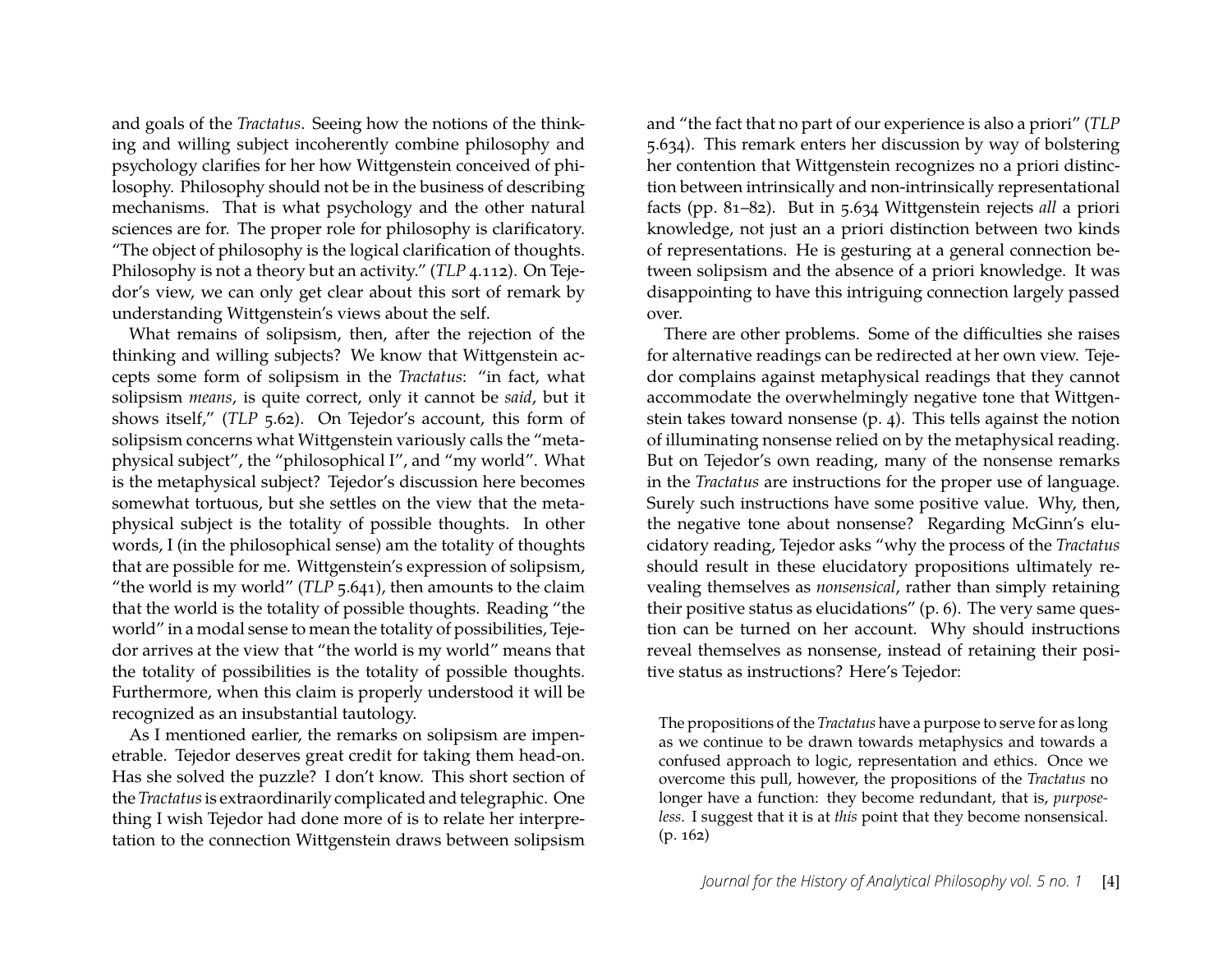and goals of the *Tractatus*. Seeing how the notions of the thinking and willing subject incoherently combine philosophy and psychology clarifies for her how Wittgenstein conceived of philosophy. Philosophy should not be in the business of describing mechanisms. That is what psychology and the other natural sciences are for. The proper role for philosophy is clarificatory. "The object of philosophy is the logical clarification of thoughts. Philosophy is not a theory but an activity." (*TLP* 4.112). On Tejedor's view, we can only get clear about this sort of remark by understanding Wittgenstein's views about the self.

What remains of solipsism, then, after the rejection of the thinking and willing subjects? We know that Wittgenstein accepts some form of solipsism in the *Tractatus*: "in fact, what solipsism *means*, is quite correct, only it cannot be *said*, but it shows itself," (*TLP* 5.62). On Tejedor's account, this form of solipsism concerns what Wittgenstein variously calls the "metaphysical subject", the "philosophical I", and "my world". What is the metaphysical subject? Tejedor's discussion here becomes somewhat tortuous, but she settles on the view that the metaphysical subject is the totality of possible thoughts. In other words, I (in the philosophical sense) am the totality of thoughts that are possible for me. Wittgenstein's expression of solipsism, "the world is my world" (*TLP* 5.641), then amounts to the claim that the world is the totality of possible thoughts. Reading "the world" in a modal sense to mean the totality of possibilities, Tejedor arrives at the view that "the world is my world" means that the totality of possibilities is the totality of possible thoughts. Furthermore, when this claim is properly understood it will be recognized as an insubstantial tautology.

As I mentioned earlier, the remarks on solipsism are impenetrable. Tejedor deserves great credit for taking them head-on. Has she solved the puzzle? I don't know. This short section of the *Tractatus* is extraordinarily complicated and telegraphic. One thing I wish Tejedor had done more of is to relate her interpretation to the connection Wittgenstein draws between solipsism and "the fact that no part of our experience is also a priori" (*TLP* 5.634). This remark enters her discussion by way of bolstering her contention that Wittgenstein recognizes no a priori distinction between intrinsically and non-intrinsically representational facts (pp. 81–82). But in 5.634 Wittgenstein rejects *all* a priori knowledge, not just an a priori distinction between two kinds of representations. He is gesturing at a general connection between solipsism and the absence of a priori knowledge. It was disappointing to have this intriguing connection largely passed over.

There are other problems. Some of the difficulties she raises for alternative readings can be redirected at her own view. Tejedor complains against metaphysical readings that they cannot accommodate the overwhelmingly negative tone that Wittgenstein takes toward nonsense (p. 4). This tells against the notion of illuminating nonsense relied on by the metaphysical reading. But on Tejedor's own reading, many of the nonsense remarks in the *Tractatus* are instructions for the proper use of language. Surely such instructions have some positive value. Why, then, the negative tone about nonsense? Regarding McGinn's elucidatory reading, Tejedor asks "why the process of the *Tractatus* should result in these elucidatory propositions ultimately revealing themselves as *nonsensical*, rather than simply retaining their positive status as elucidations" (p. 6). The very same question can be turned on her account. Why should instructions reveal themselves as nonsense, instead of retaining their positive status as instructions? Here's Tejedor:

> The propositions of the *Tractatus* have a purpose to serve for as long as we continue to be drawn towards metaphysics and towards a confused approach to logic, representation and ethics. Once we overcome this pull, however, the propositions of the *Tractatus* no longer have a function: they become redundant, that is, *purposeless*. I suggest that it is at *this* point that they become nonsensical. (p. 162)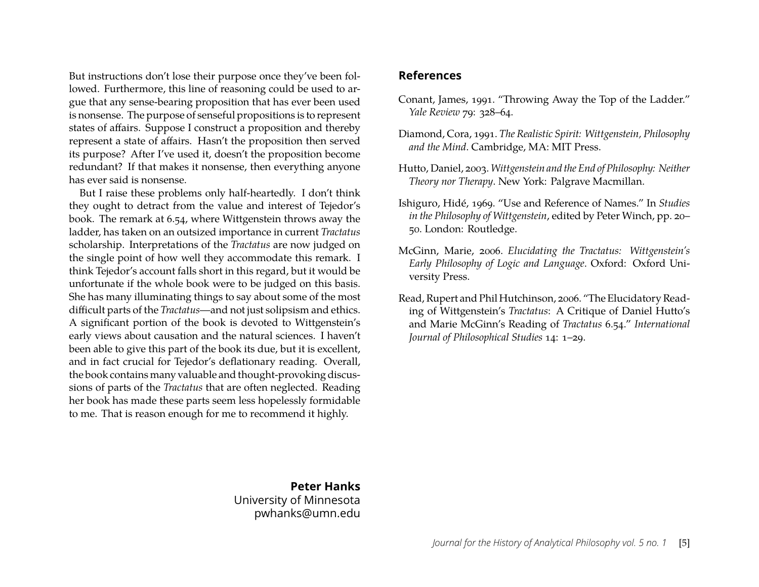But instructions don't lose their purpose once they've been followed. Furthermore, this line of reasoning could be used to argue that any sense-bearing proposition that has ever been used is nonsense. The purpose of senseful propositions is to represent states of affairs. Suppose I construct a proposition and thereby represent a state of affairs. Hasn't the proposition then served its purpose? After I've used it, doesn't the proposition become redundant? If that makes it nonsense, then everything anyone has ever said is nonsense.

But I raise these problems only half-heartedly. I don't think they ought to detract from the value and interest of Tejedor's book. The remark at 6.54, where Wittgenstein throws away the ladder, has taken on an outsized importance in current *Tractatus* scholarship. Interpretations of the *Tractatus* are now judged on the single point of how well they accommodate this remark. I think Tejedor's account falls short in this regard, but it would be unfortunate if the whole book were to be judged on this basis. She has many illuminating things to say about some of the most difficult parts of the *Tractatus*—and not just solipsism and ethics. A significant portion of the book is devoted to Wittgenstein's early views about causation and the natural sciences. I haven't been able to give this part of the book its due, but it is excellent, and in fact crucial for Tejedor's deflationary reading. Overall, the book contains many valuable and thought-provoking discussions of parts of the *Tractatus* that are often neglected. Reading her book has made these parts seem less hopelessly formidable to me. That is reason enough for me to recommend it highly.

**Peter Hanks**
University of Minnesota
pwhanks@umn.edu

## References

Conant, James, 1991. "Throwing Away the Top of the Ladder." *Yale Review* 79: 328–64.

Diamond, Cora, 1991. *The Realistic Spirit: Wittgenstein, Philosophy and the Mind*. Cambridge, MA: MIT Press.

Hutto, Daniel, 2003. *Wittgenstein and the End of Philosophy: Neither Theory nor Therapy*. New York: Palgrave Macmillan.

Ishiguro, Hidé, 1969. "Use and Reference of Names." In *Studies in the Philosophy of Wittgenstein*, edited by Peter Winch, pp. 20–50. London: Routledge.

McGinn, Marie, 2006. *Elucidating the Tractatus: Wittgenstein's Early Philosophy of Logic and Language*. Oxford: Oxford University Press.

Read, Rupert and Phil Hutchinson, 2006. "The Elucidatory Reading of Wittgenstein's *Tractatus*: A Critique of Daniel Hutto's and Marie McGinn's Reading of *Tractatus* 6.54." *International Journal of Philosophical Studies* 14: 1–29.